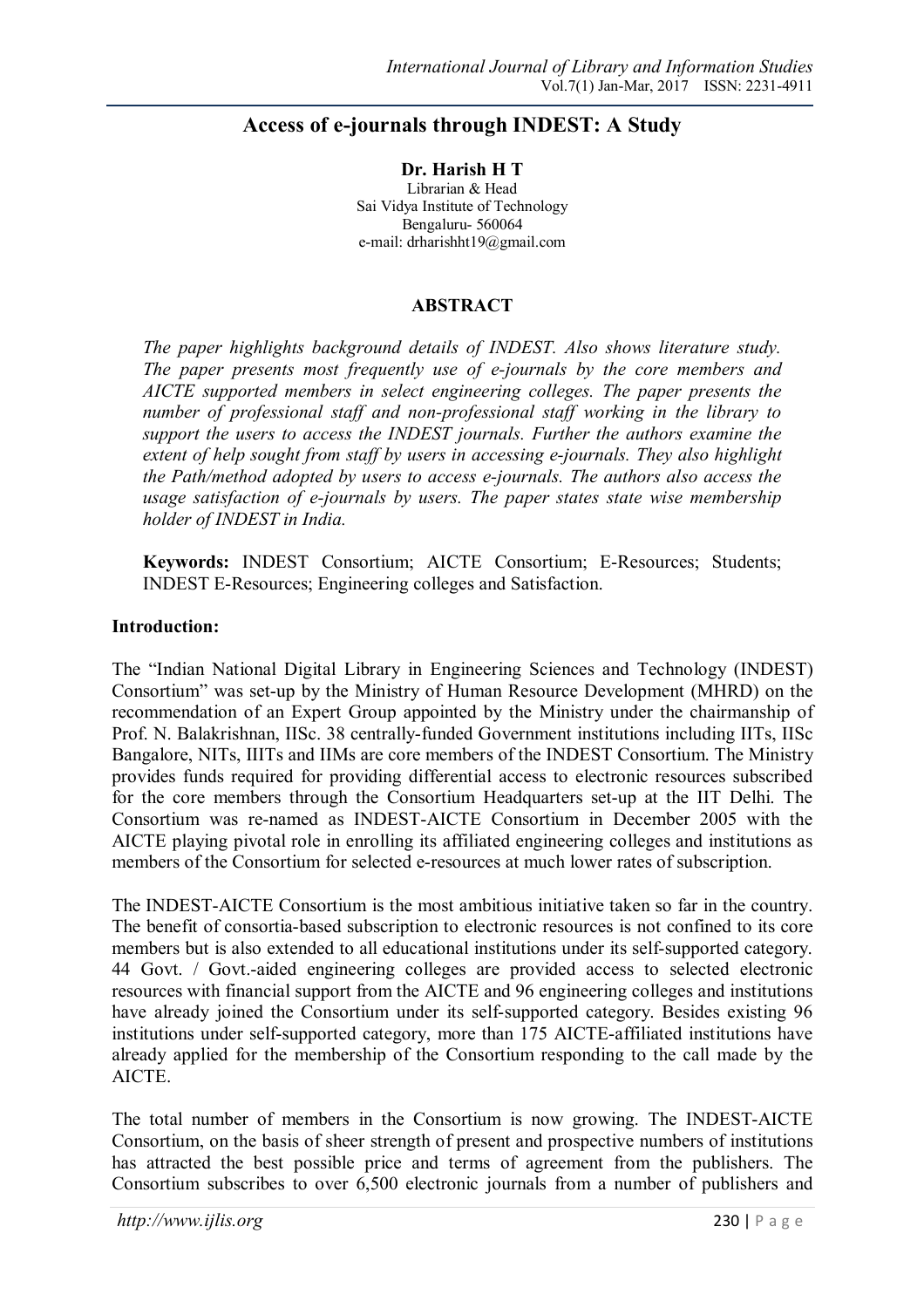# Access of e-journals through INDEST: A Study

**Dr. Harish H T**
Librarian & Head
Sai Vidya Institute of Technology
Bengaluru- 560064
e-mail: drharishht19@gmail.com

## ABSTRACT

*The paper highlights background details of INDEST. Also shows literature study. The paper presents most frequently use of e-journals by the core members and AICTE supported members in select engineering colleges. The paper presents the number of professional staff and non-professional staff working in the library to support the users to access the INDEST journals. Further the authors examine the extent of help sought from staff by users in accessing e-journals. They also highlight the Path/method adopted by users to access e-journals. The authors also access the usage satisfaction of e-journals by users. The paper states state wise membership holder of INDEST in India.*

**Keywords:** INDEST Consortium; AICTE Consortium; E-Resources; Students; INDEST E-Resources; Engineering colleges and Satisfaction.

## Introduction:

The "Indian National Digital Library in Engineering Sciences and Technology (INDEST) Consortium" was set-up by the Ministry of Human Resource Development (MHRD) on the recommendation of an Expert Group appointed by the Ministry under the chairmanship of Prof. N. Balakrishnan, IISc. 38 centrally-funded Government institutions including IITs, IISc Bangalore, NITs, IIITs and IIMs are core members of the INDEST Consortium. The Ministry provides funds required for providing differential access to electronic resources subscribed for the core members through the Consortium Headquarters set-up at the IIT Delhi. The Consortium was re-named as INDEST-AICTE Consortium in December 2005 with the AICTE playing pivotal role in enrolling its affiliated engineering colleges and institutions as members of the Consortium for selected e-resources at much lower rates of subscription.

The INDEST-AICTE Consortium is the most ambitious initiative taken so far in the country. The benefit of consortia-based subscription to electronic resources is not confined to its core members but is also extended to all educational institutions under its self-supported category. 44 Govt. / Govt.-aided engineering colleges are provided access to selected electronic resources with financial support from the AICTE and 96 engineering colleges and institutions have already joined the Consortium under its self-supported category. Besides existing 96 institutions under self-supported category, more than 175 AICTE-affiliated institutions have already applied for the membership of the Consortium responding to the call made by the AICTE.

The total number of members in the Consortium is now growing. The INDEST-AICTE Consortium, on the basis of sheer strength of present and prospective numbers of institutions has attracted the best possible price and terms of agreement from the publishers. The Consortium subscribes to over 6,500 electronic journals from a number of publishers and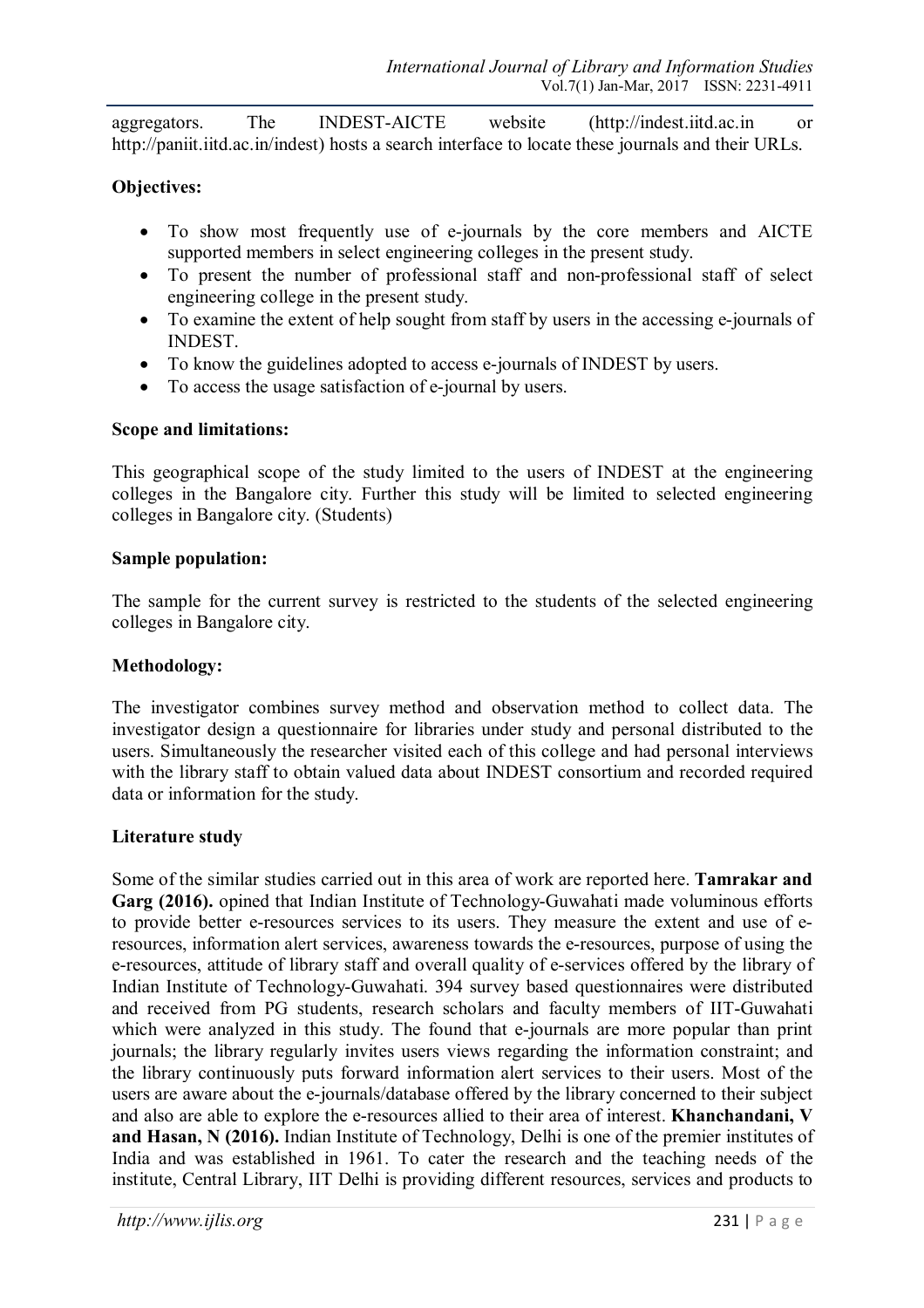aggregators. The INDEST-AICTE website (http://indest.iitd.ac.in or http://paniit.iitd.ac.in/indest) hosts a search interface to locate these journals and their URLs.

**Objectives:**

- To show most frequently use of e-journals by the core members and AICTE supported members in select engineering colleges in the present study.
- To present the number of professional staff and non-professional staff of select engineering college in the present study.
- To examine the extent of help sought from staff by users in the accessing e-journals of INDEST.
- To know the guidelines adopted to access e-journals of INDEST by users.
- To access the usage satisfaction of e-journal by users.

**Scope and limitations:**

This geographical scope of the study limited to the users of INDEST at the engineering colleges in the Bangalore city. Further this study will be limited to selected engineering colleges in Bangalore city. (Students)

**Sample population:**

The sample for the current survey is restricted to the students of the selected engineering colleges in Bangalore city.

**Methodology:**

The investigator combines survey method and observation method to collect data. The investigator design a questionnaire for libraries under study and personal distributed to the users. Simultaneously the researcher visited each of this college and had personal interviews with the library staff to obtain valued data about INDEST consortium and recorded required data or information for the study.

**Literature study**

Some of the similar studies carried out in this area of work are reported here. **Tamrakar and Garg (2016).** opined that Indian Institute of Technology-Guwahati made voluminous efforts to provide better e-resources services to its users. They measure the extent and use of e-resources, information alert services, awareness towards the e-resources, purpose of using the e-resources, attitude of library staff and overall quality of e-services offered by the library of Indian Institute of Technology-Guwahati. 394 survey based questionnaires were distributed and received from PG students, research scholars and faculty members of IIT-Guwahati which were analyzed in this study. The found that e-journals are more popular than print journals; the library regularly invites users views regarding the information constraint; and the library continuously puts forward information alert services to their users. Most of the users are aware about the e-journals/database offered by the library concerned to their subject and also are able to explore the e-resources allied to their area of interest. **Khanchandani, V and Hasan, N (2016).** Indian Institute of Technology, Delhi is one of the premier institutes of India and was established in 1961. To cater the research and the teaching needs of the institute, Central Library, IIT Delhi is providing different resources, services and products to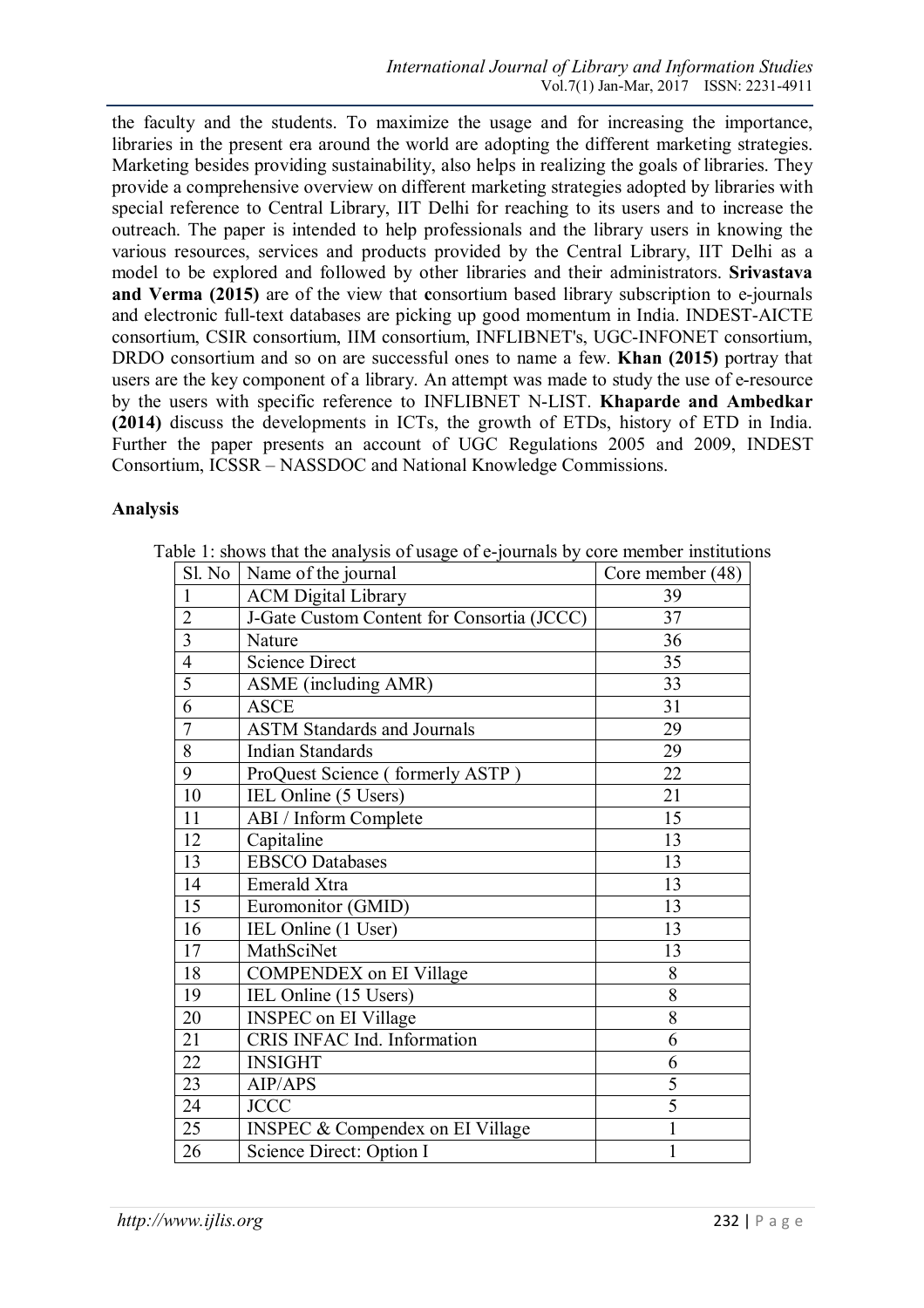the faculty and the students. To maximize the usage and for increasing the importance, libraries in the present era around the world are adopting the different marketing strategies. Marketing besides providing sustainability, also helps in realizing the goals of libraries. They provide a comprehensive overview on different marketing strategies adopted by libraries with special reference to Central Library, IIT Delhi for reaching to its users and to increase the outreach. The paper is intended to help professionals and the library users in knowing the various resources, services and products provided by the Central Library, IIT Delhi as a model to be explored and followed by other libraries and their administrators. **Srivastava and Verma (2015)** are of the view that **c**onsortium based library subscription to e-journals and electronic full-text databases are picking up good momentum in India. INDEST-AICTE consortium, CSIR consortium, IIM consortium, INFLIBNET's, UGC-INFONET consortium, DRDO consortium and so on are successful ones to name a few. **Khan (2015)** portray that users are the key component of a library. An attempt was made to study the use of e-resource by the users with specific reference to INFLIBNET N-LIST. **Khaparde and Ambedkar (2014)** discuss the developments in ICTs, the growth of ETDs, history of ETD in India. Further the paper presents an account of UGC Regulations 2005 and 2009, INDEST Consortium, ICSSR – NASSDOC and National Knowledge Commissions.

**Analysis**

Table 1: shows that the analysis of usage of e-journals by core member institutions

| Sl. No | Name of the journal | Core member (48) |
|---|---|---|
| 1 | ACM Digital Library | 39 |
| 2 | J-Gate Custom Content for Consortia (JCCC) | 37 |
| 3 | Nature | 36 |
| 4 | Science Direct | 35 |
| 5 | ASME (including AMR) | 33 |
| 6 | ASCE | 31 |
| 7 | ASTM Standards and Journals | 29 |
| 8 | Indian Standards | 29 |
| 9 | ProQuest Science ( formerly ASTP ) | 22 |
| 10 | IEL Online (5 Users) | 21 |
| 11 | ABI / Inform Complete | 15 |
| 12 | Capitaline | 13 |
| 13 | EBSCO Databases | 13 |
| 14 | Emerald Xtra | 13 |
| 15 | Euromonitor (GMID) | 13 |
| 16 | IEL Online (1 User) | 13 |
| 17 | MathSciNet | 13 |
| 18 | COMPENDEX on EI Village | 8 |
| 19 | IEL Online (15 Users) | 8 |
| 20 | INSPEC on EI Village | 8 |
| 21 | CRIS INFAC Ind. Information | 6 |
| 22 | INSIGHT | 6 |
| 23 | AIP/APS | 5 |
| 24 | JCCC | 5 |
| 25 | INSPEC & Compendex on EI Village | 1 |
| 26 | Science Direct: Option I | 1 |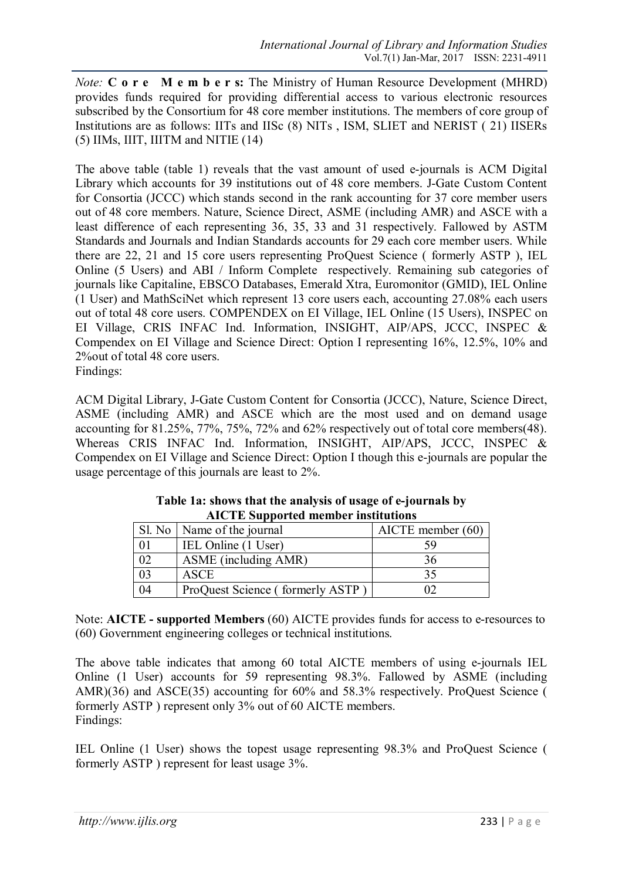*Note:* **Core Members:** The Ministry of Human Resource Development (MHRD) provides funds required for providing differential access to various electronic resources subscribed by the Consortium for 48 core member institutions. The members of core group of Institutions are as follows: IITs and IISc (8) NITs , ISM, SLIET and NERIST ( 21) IISERs (5) IIMs, IIIT, IIITM and NITIE (14)

The above table (table 1) reveals that the vast amount of used e-journals is ACM Digital Library which accounts for 39 institutions out of 48 core members. J-Gate Custom Content for Consortia (JCCC) which stands second in the rank accounting for 37 core member users out of 48 core members. Nature, Science Direct, ASME (including AMR) and ASCE with a least difference of each representing 36, 35, 33 and 31 respectively. Fallowed by ASTM Standards and Journals and Indian Standards accounts for 29 each core member users. While there are 22, 21 and 15 core users representing ProQuest Science ( formerly ASTP ), IEL Online (5 Users) and ABI / Inform Complete respectively. Remaining sub categories of journals like Capitaline, EBSCO Databases, Emerald Xtra, Euromonitor (GMID), IEL Online (1 User) and MathSciNet which represent 13 core users each, accounting 27.08% each users out of total 48 core users. COMPENDEX on EI Village, IEL Online (15 Users), INSPEC on EI Village, CRIS INFAC Ind. Information, INSIGHT, AIP/APS, JCCC, INSPEC & Compendex on EI Village and Science Direct: Option I representing 16%, 12.5%, 10% and 2%out of total 48 core users.

Findings:

ACM Digital Library, J-Gate Custom Content for Consortia (JCCC), Nature, Science Direct, ASME (including AMR) and ASCE which are the most used and on demand usage accounting for 81.25%, 77%, 75%, 72% and 62% respectively out of total core members(48). Whereas CRIS INFAC Ind. Information, INSIGHT, AIP/APS, JCCC, INSPEC & Compendex on EI Village and Science Direct: Option I though this e-journals are popular the usage percentage of this journals are least to 2%.

**Table 1a: shows that the analysis of usage of e-journals by AICTE Supported member institutions**

| Sl. No | Name of the journal | AICTE member (60) |
|---|---|---|
| 01 | IEL Online (1 User) | 59 |
| 02 | ASME (including AMR) | 36 |
| 03 | ASCE | 35 |
| 04 | ProQuest Science ( formerly ASTP ) | 02 |

Note: **AICTE - supported Members** (60) AICTE provides funds for access to e-resources to (60) Government engineering colleges or technical institutions.

The above table indicates that among 60 total AICTE members of using e-journals IEL Online (1 User) accounts for 59 representing 98.3%. Fallowed by ASME (including AMR)(36) and ASCE(35) accounting for 60% and 58.3% respectively. ProQuest Science ( formerly ASTP ) represent only 3% out of 60 AICTE members.

Findings:

IEL Online (1 User) shows the topest usage representing 98.3% and ProQuest Science ( formerly ASTP ) represent for least usage 3%.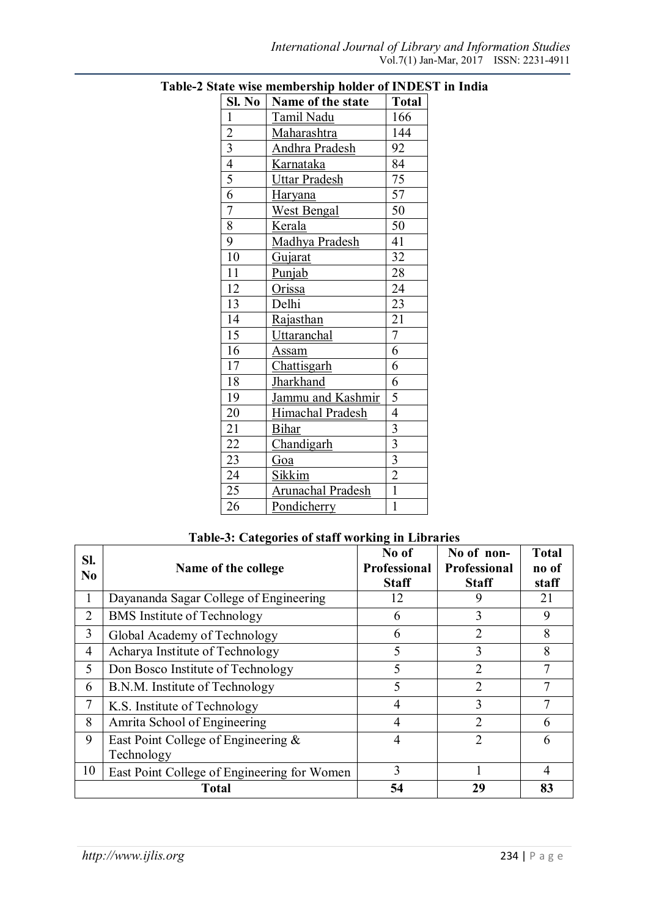**Table-2 State wise membership holder of INDEST in India**

| Sl. No | Name of the state | Total |
|---|---|---|
| 1 | Tamil Nadu | 166 |
| 2 | Maharashtra | 144 |
| 3 | Andhra Pradesh | 92 |
| 4 | Karnataka | 84 |
| 5 | Uttar Pradesh | 75 |
| 6 | Haryana | 57 |
| 7 | West Bengal | 50 |
| 8 | Kerala | 50 |
| 9 | Madhya Pradesh | 41 |
| 10 | Gujarat | 32 |
| 11 | Punjab | 28 |
| 12 | Orissa | 24 |
| 13 | Delhi | 23 |
| 14 | Rajasthan | 21 |
| 15 | Uttaranchal | 7 |
| 16 | Assam | 6 |
| 17 | Chattisgarh | 6 |
| 18 | Jharkhand | 6 |
| 19 | Jammu and Kashmir | 5 |
| 20 | Himachal Pradesh | 4 |
| 21 | Bihar | 3 |
| 22 | Chandigarh | 3 |
| 23 | Goa | 3 |
| 24 | Sikkim | 2 |
| 25 | Arunachal Pradesh | 1 |
| 26 | Pondicherry | 1 |

**Table-3: Categories of staff working in Libraries**

| Sl. No | Name of the college | No of Professional Staff | No of non-Professional Staff | Total no of staff |
|---|---|---|---|---|
| 1 | Dayananda Sagar College of Engineering | 12 | 9 | 21 |
| 2 | BMS Institute of Technology | 6 | 3 | 9 |
| 3 | Global Academy of Technology | 6 | 2 | 8 |
| 4 | Acharya Institute of Technology | 5 | 3 | 8 |
| 5 | Don Bosco Institute of Technology | 5 | 2 | 7 |
| 6 | B.N.M. Institute of Technology | 5 | 2 | 7 |
| 7 | K.S. Institute of Technology | 4 | 3 | 7 |
| 8 | Amrita School of Engineering | 4 | 2 | 6 |
| 9 | East Point College of Engineering & Technology | 4 | 2 | 6 |
| 10 | East Point College of Engineering for Women | 3 | 1 | 4 |
| **Total** | | **54** | **29** | **83** |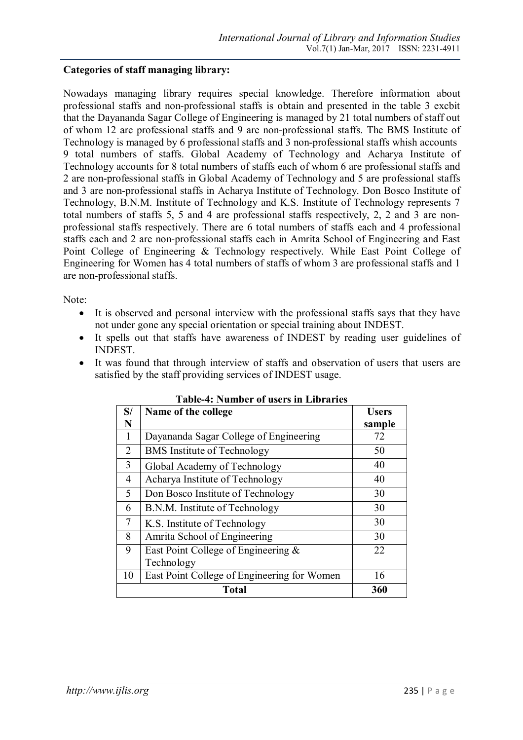**Categories of staff managing library:**

Nowadays managing library requires special knowledge. Therefore information about professional staffs and non-professional staffs is obtain and presented in the table 3 excbit that the Dayananda Sagar College of Engineering is managed by 21 total numbers of staff out of whom 12 are professional staffs and 9 are non-professional staffs. The BMS Institute of Technology is managed by 6 professional staffs and 3 non-professional staffs whish accounts 9 total numbers of staffs. Global Academy of Technology and Acharya Institute of Technology accounts for 8 total numbers of staffs each of whom 6 are professional staffs and 2 are non-professional staffs in Global Academy of Technology and 5 are professional staffs and 3 are non-professional staffs in Acharya Institute of Technology. Don Bosco Institute of Technology, B.N.M. Institute of Technology and K.S. Institute of Technology represents 7 total numbers of staffs 5, 5 and 4 are professional staffs respectively, 2, 2 and 3 are non-professional staffs respectively. There are 6 total numbers of staffs each and 4 professional staffs each and 2 are non-professional staffs each in Amrita School of Engineering and East Point College of Engineering & Technology respectively. While East Point College of Engineering for Women has 4 total numbers of staffs of whom 3 are professional staffs and 1 are non-professional staffs.

Note:

- It is observed and personal interview with the professional staffs says that they have not under gone any special orientation or special training about INDEST.
- It spells out that staffs have awareness of INDEST by reading user guidelines of INDEST.
- It was found that through interview of staffs and observation of users that users are satisfied by the staff providing services of INDEST usage.

**Table-4: Number of users in Libraries**

| S/N | Name of the college | Users sample |
|---|---|---|
| 1 | Dayananda Sagar College of Engineering | 72 |
| 2 | BMS Institute of Technology | 50 |
| 3 | Global Academy of Technology | 40 |
| 4 | Acharya Institute of Technology | 40 |
| 5 | Don Bosco Institute of Technology | 30 |
| 6 | B.N.M. Institute of Technology | 30 |
| 7 | K.S. Institute of Technology | 30 |
| 8 | Amrita School of Engineering | 30 |
| 9 | East Point College of Engineering & Technology | 22 |
| 10 | East Point College of Engineering for Women | 16 |
| **Total** | | **360** |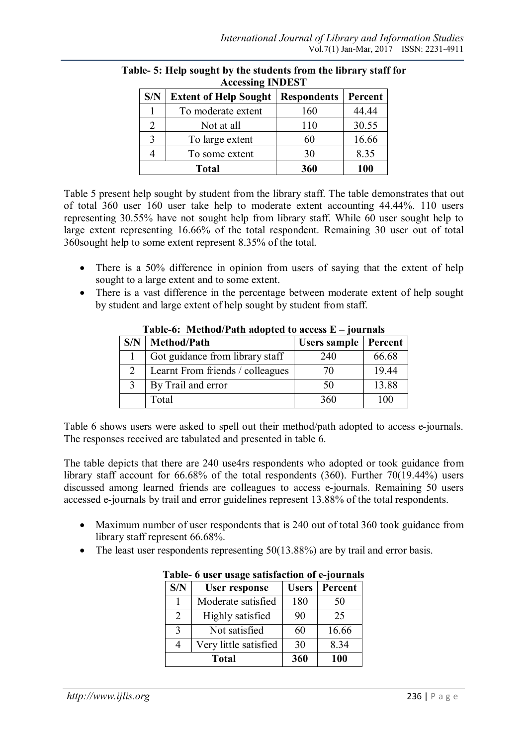**Table- 5: Help sought by the students from the library staff for Accessing INDEST**

| S/N | Extent of Help Sought | Respondents | Percent |
|---|---|---|---|
| 1 | To moderate extent | 160 | 44.44 |
| 2 | Not at all | 110 | 30.55 |
| 3 | To large extent | 60 | 16.66 |
| 4 | To some extent | 30 | 8.35 |
| **Total** | | **360** | **100** |

Table 5 present help sought by student from the library staff. The table demonstrates that out of total 360 user 160 user take help to moderate extent accounting 44.44%. 110 users representing 30.55% have not sought help from library staff. While 60 user sought help to large extent representing 16.66% of the total respondent. Remaining 30 user out of total 360sought help to some extent represent 8.35% of the total.

- There is a 50% difference in opinion from users of saying that the extent of help sought to a large extent and to some extent.
- There is a vast difference in the percentage between moderate extent of help sought by student and large extent of help sought by student from staff.

**Table-6: Method/Path adopted to access E – journals**

| S/N | Method/Path | Users sample | Percent |
|---|---|---|---|
| 1 | Got guidance from library staff | 240 | 66.68 |
| 2 | Learnt From friends / colleagues | 70 | 19.44 |
| 3 | By Trail and error | 50 | 13.88 |
| | Total | 360 | 100 |

Table 6 shows users were asked to spell out their method/path adopted to access e-journals. The responses received are tabulated and presented in table 6.

The table depicts that there are 240 use4rs respondents who adopted or took guidance from library staff account for 66.68% of the total respondents (360). Further 70(19.44%) users discussed among learned friends are colleagues to access e-journals. Remaining 50 users accessed e-journals by trail and error guidelines represent 13.88% of the total respondents.

- Maximum number of user respondents that is 240 out of total 360 took guidance from library staff represent 66.68%.
- The least user respondents representing 50(13.88%) are by trail and error basis.

**Table- 6 user usage satisfaction of e-journals**

| S/N | User response | Users | Percent |
|---|---|---|---|
| 1 | Moderate satisfied | 180 | 50 |
| 2 | Highly satisfied | 90 | 25 |
| 3 | Not satisfied | 60 | 16.66 |
| 4 | Very little satisfied | 30 | 8.34 |
| **Total** | | **360** | **100** |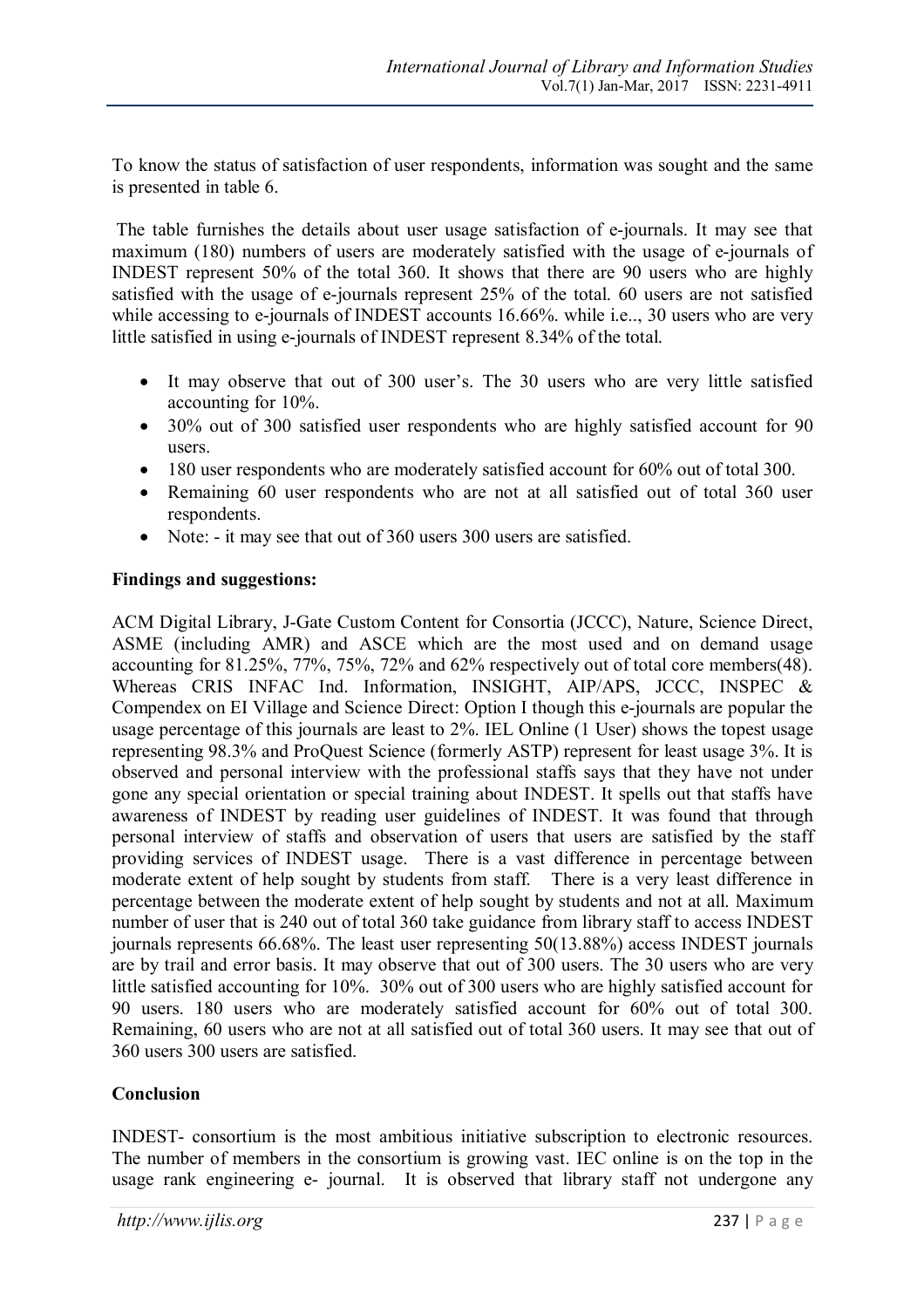To know the status of satisfaction of user respondents, information was sought and the same is presented in table 6.

The table furnishes the details about user usage satisfaction of e-journals. It may see that maximum (180) numbers of users are moderately satisfied with the usage of e-journals of INDEST represent 50% of the total 360. It shows that there are 90 users who are highly satisfied with the usage of e-journals represent 25% of the total. 60 users are not satisfied while accessing to e-journals of INDEST accounts 16.66%. while i.e.., 30 users who are very little satisfied in using e-journals of INDEST represent 8.34% of the total.

- It may observe that out of 300 user's. The 30 users who are very little satisfied accounting for 10%.
- 30% out of 300 satisfied user respondents who are highly satisfied account for 90 users.
- 180 user respondents who are moderately satisfied account for 60% out of total 300.
- Remaining 60 user respondents who are not at all satisfied out of total 360 user respondents.
- Note: - it may see that out of 360 users 300 users are satisfied.

**Findings and suggestions:**

ACM Digital Library, J-Gate Custom Content for Consortia (JCCC), Nature, Science Direct, ASME (including AMR) and ASCE which are the most used and on demand usage accounting for 81.25%, 77%, 75%, 72% and 62% respectively out of total core members(48). Whereas CRIS INFAC Ind. Information, INSIGHT, AIP/APS, JCCC, INSPEC & Compendex on EI Village and Science Direct: Option I though this e-journals are popular the usage percentage of this journals are least to 2%. IEL Online (1 User) shows the topest usage representing 98.3% and ProQuest Science (formerly ASTP) represent for least usage 3%. It is observed and personal interview with the professional staffs says that they have not under gone any special orientation or special training about INDEST. It spells out that staffs have awareness of INDEST by reading user guidelines of INDEST. It was found that through personal interview of staffs and observation of users that users are satisfied by the staff providing services of INDEST usage. There is a vast difference in percentage between moderate extent of help sought by students from staff. There is a very least difference in percentage between the moderate extent of help sought by students and not at all. Maximum number of user that is 240 out of total 360 take guidance from library staff to access INDEST journals represents 66.68%. The least user representing 50(13.88%) access INDEST journals are by trail and error basis. It may observe that out of 300 users. The 30 users who are very little satisfied accounting for 10%. 30% out of 300 users who are highly satisfied account for 90 users. 180 users who are moderately satisfied account for 60% out of total 300. Remaining, 60 users who are not at all satisfied out of total 360 users. It may see that out of 360 users 300 users are satisfied.

**Conclusion**

INDEST- consortium is the most ambitious initiative subscription to electronic resources. The number of members in the consortium is growing vast. IEC online is on the top in the usage rank engineering e- journal. It is observed that library staff not undergone any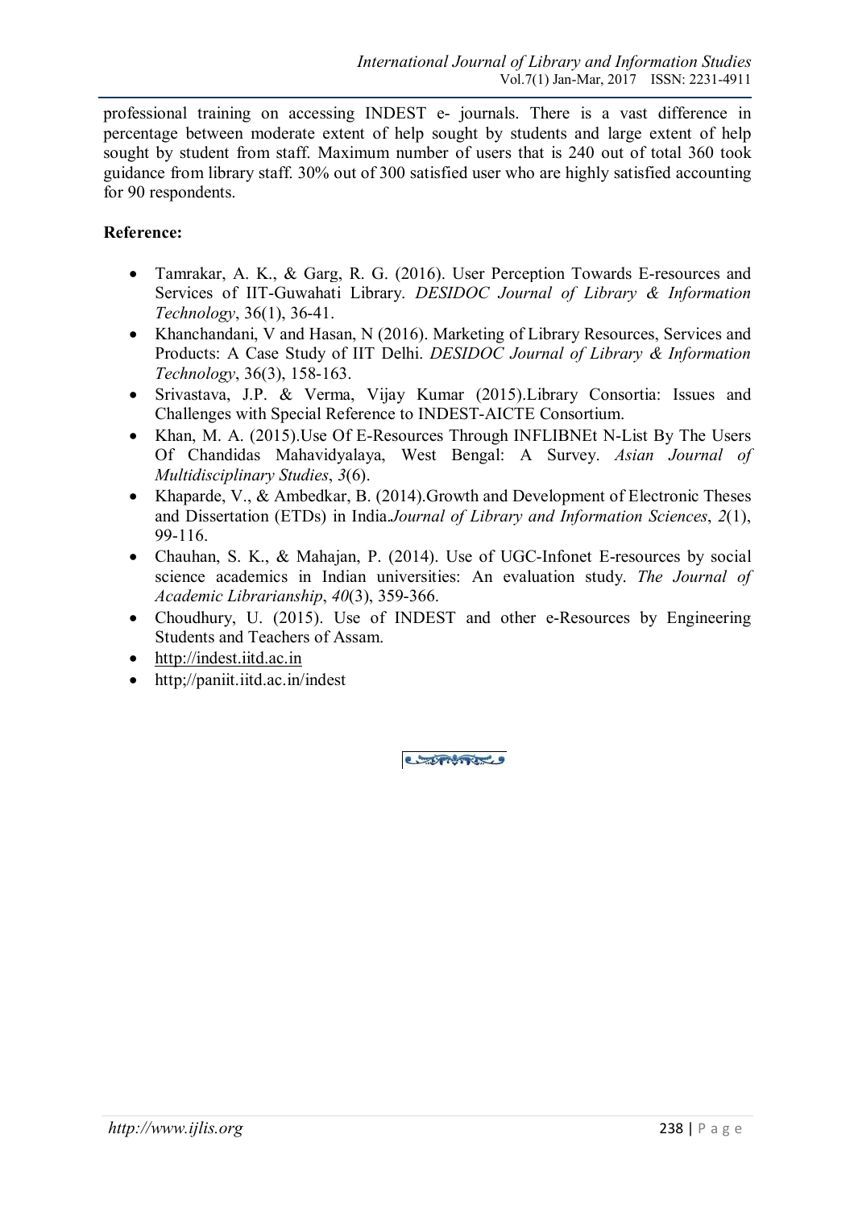professional training on accessing INDEST e- journals. There is a vast difference in percentage between moderate extent of help sought by students and large extent of help sought by student from staff. Maximum number of users that is 240 out of total 360 took guidance from library staff. 30% out of 300 satisfied user who are highly satisfied accounting for 90 respondents.

**Reference:**

- Tamrakar, A. K., & Garg, R. G. (2016). User Perception Towards E-resources and Services of IIT-Guwahati Library. *DESIDOC Journal of Library & Information Technology*, 36(1), 36-41.
- Khanchandani, V and Hasan, N (2016). Marketing of Library Resources, Services and Products: A Case Study of IIT Delhi. *DESIDOC Journal of Library & Information Technology*, 36(3), 158-163.
- Srivastava, J.P. & Verma, Vijay Kumar (2015).Library Consortia: Issues and Challenges with Special Reference to INDEST-AICTE Consortium.
- Khan, M. A. (2015).Use Of E-Resources Through INFLIBNEt N-List By The Users Of Chandidas Mahavidyalaya, West Bengal: A Survey. *Asian Journal of Multidisciplinary Studies*, *3*(6).
- Khaparde, V., & Ambedkar, B. (2014).Growth and Development of Electronic Theses and Dissertation (ETDs) in India.*Journal of Library and Information Sciences*, *2*(1), 99-116.
- Chauhan, S. K., & Mahajan, P. (2014). Use of UGC-Infonet E-resources by social science academics in Indian universities: An evaluation study. *The Journal of Academic Librarianship*, *40*(3), 359-366.
- Choudhury, U. (2015). Use of INDEST and other e-Resources by Engineering Students and Teachers of Assam.
- http://indest.iitd.ac.in
- http;//paniit.iitd.ac.in/indest